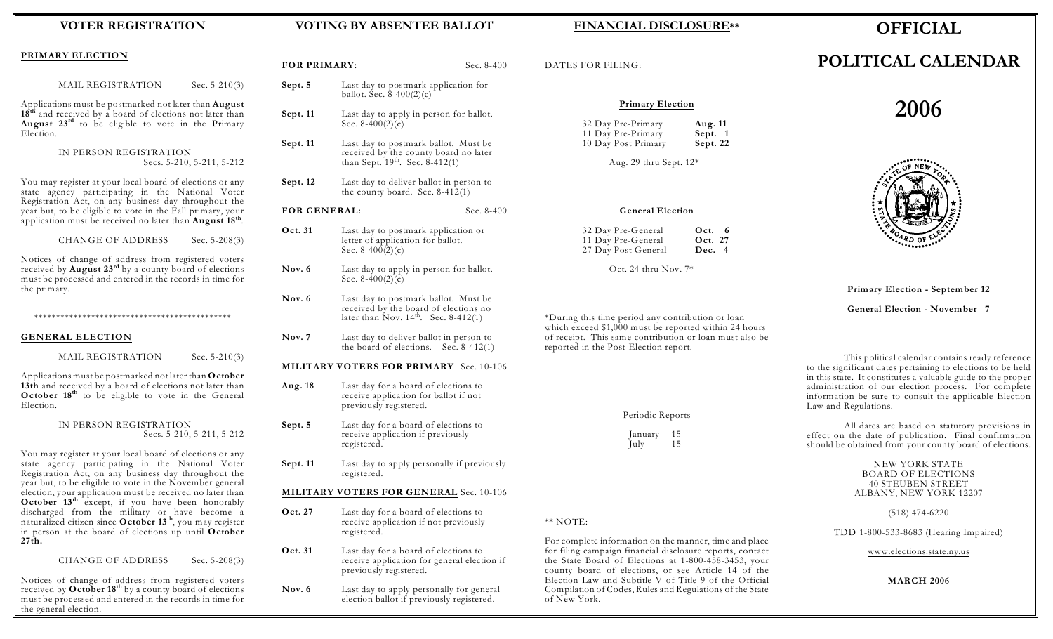# OFFICIAL POLITICAL CALENDAR

# 2006

**Primary Election - September 12**

**General Election - November 7**

This political calendar contains ready reference to the significant dates pertaining to elections to be held in this state. It constitutes a valuable guide to the proper administration of our election process. For complete information be sure to consult the applicable Election Law and Regulations.

All dates are based on statutory provisions in effect on the date of publication. Final confirmation should be obtained from your county board of elections.

NEW YORK STATE
BOARD OF ELECTIONS
40 STEUBEN STREET
ALBANY, NEW YORK 12207

(518) 474-6220

TDD 1-800-533-8683 (Hearing Impaired)

www.elections.state.ny.us

**MARCH 2006**

## VOTER REGISTRATION

### PRIMARY ELECTION

MAIL REGISTRATION — Sec. 5-210(3)

Applications must be postmarked not later than **August 18th** and received by a board of elections not later than **August 23rd** to be eligible to vote in the Primary Election.

IN PERSON REGISTRATION — Secs. 5-210, 5-211, 5-212

You may register at your local board of elections or any state agency participating in the National Voter Registration Act, on any business day throughout the year but, to be eligible to vote in the Fall primary, your application must be received no later than **August 18th**.

CHANGE OF ADDRESS — Sec. 5-208(3)

Notices of change of address from registered voters received by **August 23rd** by a county board of elections must be processed and entered in the records in time for the primary.

\*\*\*\*\*\*\*\*\*\*\*\*\*\*\*\*\*\*\*\*\*\*\*\*\*\*\*\*\*\*\*\*\*\*\*\*\*\*\*\*\*\*\*\*\*\*\*

### GENERAL ELECTION

MAIL REGISTRATION — Sec. 5-210(3)

Applications must be postmarked not later than **October 13th** and received by a board of elections not later than **October 18th** to be eligible to vote in the General Election.

IN PERSON REGISTRATION — Secs. 5-210, 5-211, 5-212

You may register at your local board of elections or any state agency participating in the National Voter Registration Act, on any business day throughout the year but, to be eligible to vote in the November general election, your application must be received no later than **October 13th** except, if you have been honorably discharged from the military or have become a naturalized citizen since **October 13th**, you may register in person at the board of elections up until **October 27th.**

CHANGE OF ADDRESS — Sec. 5-208(3)

Notices of change of address from registered voters received by **October 18th** by a county board of elections must be processed and entered in the records in time for the general election.

## VOTING BY ABSENTEE BALLOT

### FOR PRIMARY: Sec. 8-400

| | |
|---|---|
| **Sept. 5** | Last day to postmark application for ballot. Sec. 8-400(2)(c) |
| **Sept. 11** | Last day to apply in person for ballot. Sec. 8-400(2)(c) |
| **Sept. 11** | Last day to postmark ballot. Must be received by the county board no later than Sept. 19th. Sec. 8-412(1) |
| **Sept. 12** | Last day to deliver ballot in person to the county board. Sec. 8-412(1) |

### FOR GENERAL: Sec. 8-400

| | |
|---|---|
| **Oct. 31** | Last day to postmark application or letter of application for ballot. Sec. 8-400(2)(c) |
| **Nov. 6** | Last day to apply in person for ballot. Sec. 8-400(2)(c) |
| **Nov. 6** | Last day to postmark ballot. Must be received by the board of elections no later than Nov. 14th. Sec. 8-412(1) |
| **Nov. 7** | Last day to deliver ballot in person to the board of elections. Sec. 8-412(1) |

### MILITARY VOTERS FOR PRIMARY Sec. 10-106

| | |
|---|---|
| **Aug. 18** | Last day for a board of elections to receive application for ballot if not previously registered. |
| **Sept. 5** | Last day for a board of elections to receive application if previously registered. |
| **Sept. 11** | Last day to apply personally if previously registered. |

### MILITARY VOTERS FOR GENERAL Sec. 10-106

| | |
|---|---|
| **Oct. 27** | Last day for a board of elections to receive application if not previously registered. |
| **Oct. 31** | Last day for a board of elections to receive application for general election if previously registered. |
| **Nov. 6** | Last day to apply personally for general election ballot if previously registered. |

## FINANCIAL DISCLOSURE\*\*

DATES FOR FILING:

**Primary Election**

| | |
|---|---|
| 32 Day Pre-Primary | **Aug. 11** |
| 11 Day Pre-Primary | **Sept. 1** |
| 10 Day Post Primary | **Sept. 22** |

Aug. 29 thru Sept. 12\*

**General Election**

| | |
|---|---|
| 32 Day Pre-General | **Oct. 6** |
| 11 Day Pre-General | **Oct. 27** |
| 27 Day Post General | **Dec. 4** |

Oct. 24 thru Nov. 7\*

\*During this time period any contribution or loan which exceed $1,000 must be reported within 24 hours of receipt. This same contribution or loan must also be reported in the Post-Election report.

Periodic Reports

| | |
|---|---|
| January | 15 |
| July | 15 |

\*\* NOTE:

For complete information on the manner, time and place for filing campaign financial disclosure reports, contact the State Board of Elections at 1-800-458-3453, your county board of elections, or see Article 14 of the Election Law and Subtitle V of Title 9 of the Official Compilation of Codes, Rules and Regulations of the State of New York.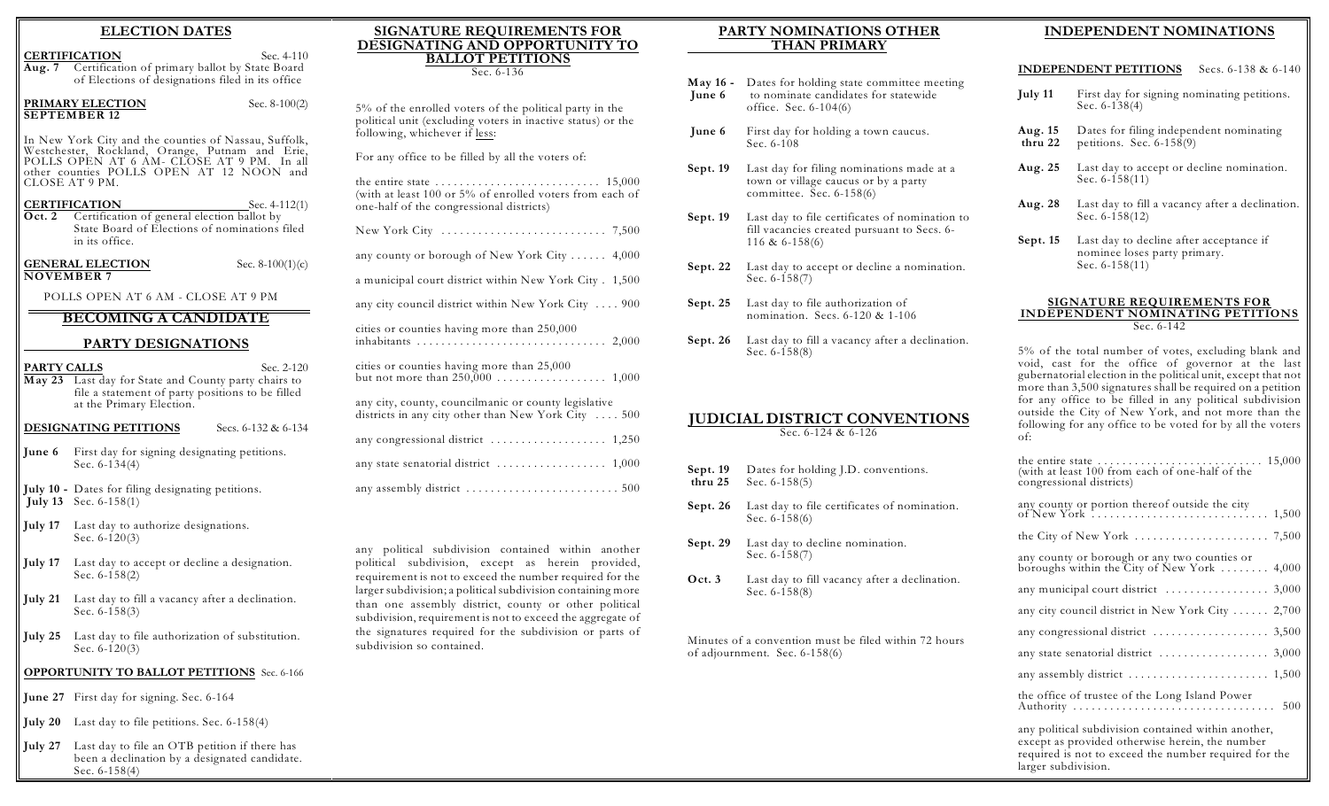## ELECTION DATES

**CERTIFICATION** Sec. 4-110

**Aug. 7** Certification of primary ballot by State Board of Elections of designations filed in its office

**PRIMARY ELECTION** Sec. 8-100(2)
**SEPTEMBER 12**

In New York City and the counties of Nassau, Suffolk, Westchester, Rockland, Orange, Putnam and Erie, POLLS OPEN AT 6 AM- CLOSE AT 9 PM. In all other counties POLLS OPEN AT 12 NOON and CLOSE AT 9 PM.

**CERTIFICATION** Sec. 4-112(1)

**Oct. 2** Certification of general election ballot by State Board of Elections of nominations filed in its office.

**GENERAL ELECTION** Sec. 8-100(1)(c)
**NOVEMBER 7**

POLLS OPEN AT 6 AM - CLOSE AT 9 PM

## BECOMING A CANDIDATE

## PARTY DESIGNATIONS

**PARTY CALLS** Sec. 2-120

**May 23** Last day for State and County party chairs to file a statement of party positions to be filled at the Primary Election.

**DESIGNATING PETITIONS** Secs. 6-132 & 6-134

- **June 6** First day for signing designating petitions. Sec. 6-134(4)
- **July 10 - July 13** Dates for filing designating petitions. Sec. 6-158(1)
- **July 17** Last day to authorize designations. Sec. 6-120(3)
- **July 17** Last day to accept or decline a designation. Sec. 6-158(2)
- **July 21** Last day to fill a vacancy after a declination. Sec. 6-158(3)
- **July 25** Last day to file authorization of substitution. Sec. 6-120(3)

**OPPORTUNITY TO BALLOT PETITIONS** Sec. 6-166

- **June 27** First day for signing. Sec. 6-164
- **July 20** Last day to file petitions. Sec. 6-158(4)
- **July 27** Last day to file an OTB petition if there has been a declination by a designated candidate. Sec. 6-158(4)

## SIGNATURE REQUIREMENTS FOR DESIGNATING AND OPPORTUNITY TO BALLOT PETITIONS

Sec. 6-136

5% of the enrolled voters of the political party in the political unit (excluding voters in inactive status) or the following, whichever if less:

For any office to be filled by all the voters of:

| | |
|---|---|
| the entire state (with at least 100 or 5% of enrolled voters from each of one-half of the congressional districts) | 15,000 |
| New York City | 7,500 |
| any county or borough of New York City | 4,000 |
| a municipal court district within New York City | 1,500 |
| any city council district within New York City | 900 |
| cities or counties having more than 250,000 inhabitants | 2,000 |
| cities or counties having more than 25,000 but not more than 250,000 | 1,000 |
| any city, county, councilmanic or county legislative districts in any city other than New York City | 500 |
| any congressional district | 1,250 |
| any state senatorial district | 1,000 |
| any assembly district | 500 |

any political subdivision contained within another political subdivision, except as herein provided, requirement is not to exceed the number required for the larger subdivision; a political subdivision containing more than one assembly district, county or other political subdivision, requirement is not to exceed the aggregate of the signatures required for the subdivision or parts of subdivision so contained.

## PARTY NOMINATIONS OTHER THAN PRIMARY

- **May 16 - June 6** Dates for holding state committee meeting to nominate candidates for statewide office. Sec. 6-104(6)
- **June 6** First day for holding a town caucus. Sec. 6-108
- **Sept. 19** Last day for filing nominations made at a town or village caucus or by a party committee. Sec. 6-158(6)
- **Sept. 19** Last day to file certificates of nomination to fill vacancies created pursuant to Secs. 6-116 & 6-158(6)
- **Sept. 22** Last day to accept or decline a nomination. Sec. 6-158(7)
- **Sept. 25** Last day to file authorization of nomination. Secs. 6-120 & 1-106
- **Sept. 26** Last day to fill a vacancy after a declination. Sec. 6-158(8)

## JUDICIAL DISTRICT CONVENTIONS

Sec. 6-124 & 6-126

- **Sept. 19 thru 25** Dates for holding J.D. conventions. Sec. 6-158(5)
- **Sept. 26** Last day to file certificates of nomination. Sec. 6-158(6)
- **Sept. 29** Last day to decline nomination. Sec. 6-158(7)
- **Oct. 3** Last day to fill vacancy after a declination. Sec. 6-158(8)

Minutes of a convention must be filed within 72 hours of adjournment. Sec. 6-158(6)

## INDEPENDENT NOMINATIONS

**INDEPENDENT PETITIONS** Secs. 6-138 & 6-140

- **July 11** First day for signing nominating petitions. Sec. 6-138(4)
- **Aug. 15 thru 22** Dates for filing independent nominating petitions. Sec. 6-158(9)
- **Aug. 25** Last day to accept or decline nomination. Sec. 6-158(11)
- **Aug. 28** Last day to fill a vacancy after a declination. Sec. 6-158(12)
- **Sept. 15** Last day to decline after acceptance if nominee loses party primary. Sec. 6-158(11)

### SIGNATURE REQUIREMENTS FOR INDEPENDENT NOMINATING PETITIONS

Sec. 6-142

5% of the total number of votes, excluding blank and void, cast for the office of governor at the last gubernatorial election in the political unit, except that not more than 3,500 signatures shall be required on a petition for any office to be filled in any political subdivision outside the City of New York, and not more than the following for any office to be voted for by all the voters of:

| | |
|---|---|
| the entire state (with at least 100 from each of one-half of the congressional districts) | 15,000 |
| any county or portion thereof outside the city of New York | 1,500 |
| the City of New York | 7,500 |
| any county or borough or any two counties or boroughs within the City of New York | 4,000 |
| any municipal court district | 3,000 |
| any city council district in New York City | 2,700 |
| any congressional district | 3,500 |
| any state senatorial district | 3,000 |
| any assembly district | 1,500 |
| the office of trustee of the Long Island Power Authority | 500 |

any political subdivision contained within another, except as provided otherwise herein, the number required is not to exceed the number required for the larger subdivision.